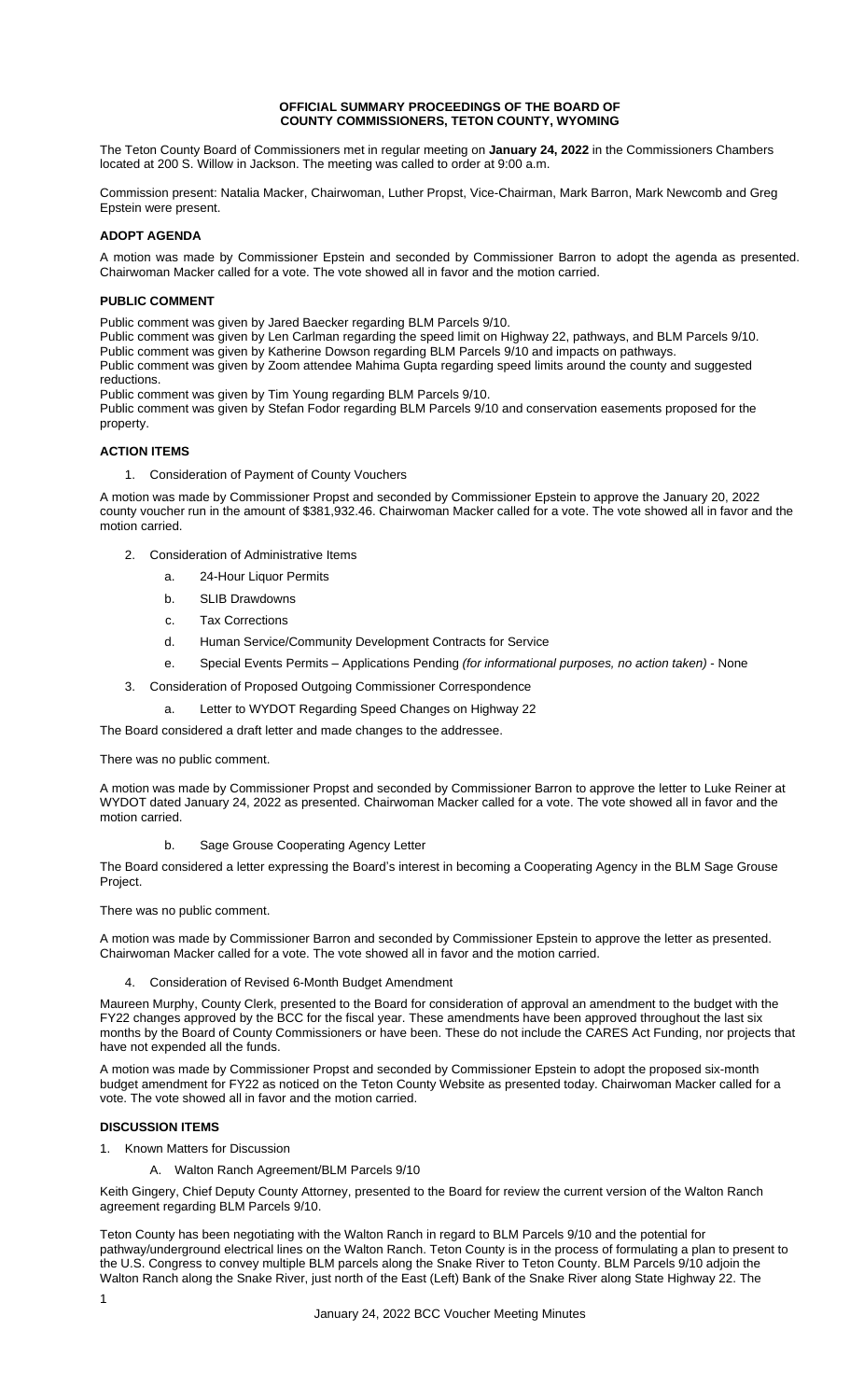**OFFICIAL SUMMARY PROCEEDINGS OF THE BOARD OF COUNTY COMMISSIONERS, TETON COUNTY, WYOMING**

The Teton County Board of Commissioners met in regular meeting on **January 24, 2022** in the Commissioners Chambers located at 200 S. Willow in Jackson. The meeting was called to order at 9:00 a.m.

Commission present: Natalia Macker, Chairwoman, Luther Propst, Vice-Chairman, Mark Barron, Mark Newcomb and Greg Epstein were present.

## ADOPT AGENDA

A motion was made by Commissioner Epstein and seconded by Commissioner Barron to adopt the agenda as presented. Chairwoman Macker called for a vote. The vote showed all in favor and the motion carried.

## PUBLIC COMMENT

Public comment was given by Jared Baecker regarding BLM Parcels 9/10.
Public comment was given by Len Carlman regarding the speed limit on Highway 22, pathways, and BLM Parcels 9/10.
Public comment was given by Katherine Dowson regarding BLM Parcels 9/10 and impacts on pathways.
Public comment was given by Zoom attendee Mahima Gupta regarding speed limits around the county and suggested reductions.
Public comment was given by Tim Young regarding BLM Parcels 9/10.
Public comment was given by Stefan Fodor regarding BLM Parcels 9/10 and conservation easements proposed for the property.

## ACTION ITEMS

1. Consideration of Payment of County Vouchers

A motion was made by Commissioner Propst and seconded by Commissioner Epstein to approve the January 20, 2022 county voucher run in the amount of $381,932.46. Chairwoman Macker called for a vote. The vote showed all in favor and the motion carried.

2. Consideration of Administrative Items
   a. 24-Hour Liquor Permits
   b. SLIB Drawdowns
   c. Tax Corrections
   d. Human Service/Community Development Contracts for Service
   e. Special Events Permits – Applications Pending *(for informational purposes, no action taken)* - None
3. Consideration of Proposed Outgoing Commissioner Correspondence
   a. Letter to WYDOT Regarding Speed Changes on Highway 22

The Board considered a draft letter and made changes to the addressee.

There was no public comment.

A motion was made by Commissioner Propst and seconded by Commissioner Barron to approve the letter to Luke Reiner at WYDOT dated January 24, 2022 as presented. Chairwoman Macker called for a vote. The vote showed all in favor and the motion carried.

   b. Sage Grouse Cooperating Agency Letter

The Board considered a letter expressing the Board's interest in becoming a Cooperating Agency in the BLM Sage Grouse Project.

There was no public comment.

A motion was made by Commissioner Barron and seconded by Commissioner Epstein to approve the letter as presented. Chairwoman Macker called for a vote. The vote showed all in favor and the motion carried.

4. Consideration of Revised 6-Month Budget Amendment

Maureen Murphy, County Clerk, presented to the Board for consideration of approval an amendment to the budget with the FY22 changes approved by the BCC for the fiscal year. These amendments have been approved throughout the last six months by the Board of County Commissioners or have been. These do not include the CARES Act Funding, nor projects that have not expended all the funds.

A motion was made by Commissioner Propst and seconded by Commissioner Epstein to adopt the proposed six-month budget amendment for FY22 as noticed on the Teton County Website as presented today. Chairwoman Macker called for a vote. The vote showed all in favor and the motion carried.

## DISCUSSION ITEMS

1. Known Matters for Discussion
   A. Walton Ranch Agreement/BLM Parcels 9/10

Keith Gingery, Chief Deputy County Attorney, presented to the Board for review the current version of the Walton Ranch agreement regarding BLM Parcels 9/10.

Teton County has been negotiating with the Walton Ranch in regard to BLM Parcels 9/10 and the potential for pathway/underground electrical lines on the Walton Ranch. Teton County is in the process of formulating a plan to present to the U.S. Congress to convey multiple BLM parcels along the Snake River to Teton County. BLM Parcels 9/10 adjoin the Walton Ranch along the Snake River, just north of the East (Left) Bank of the Snake River along State Highway 22. The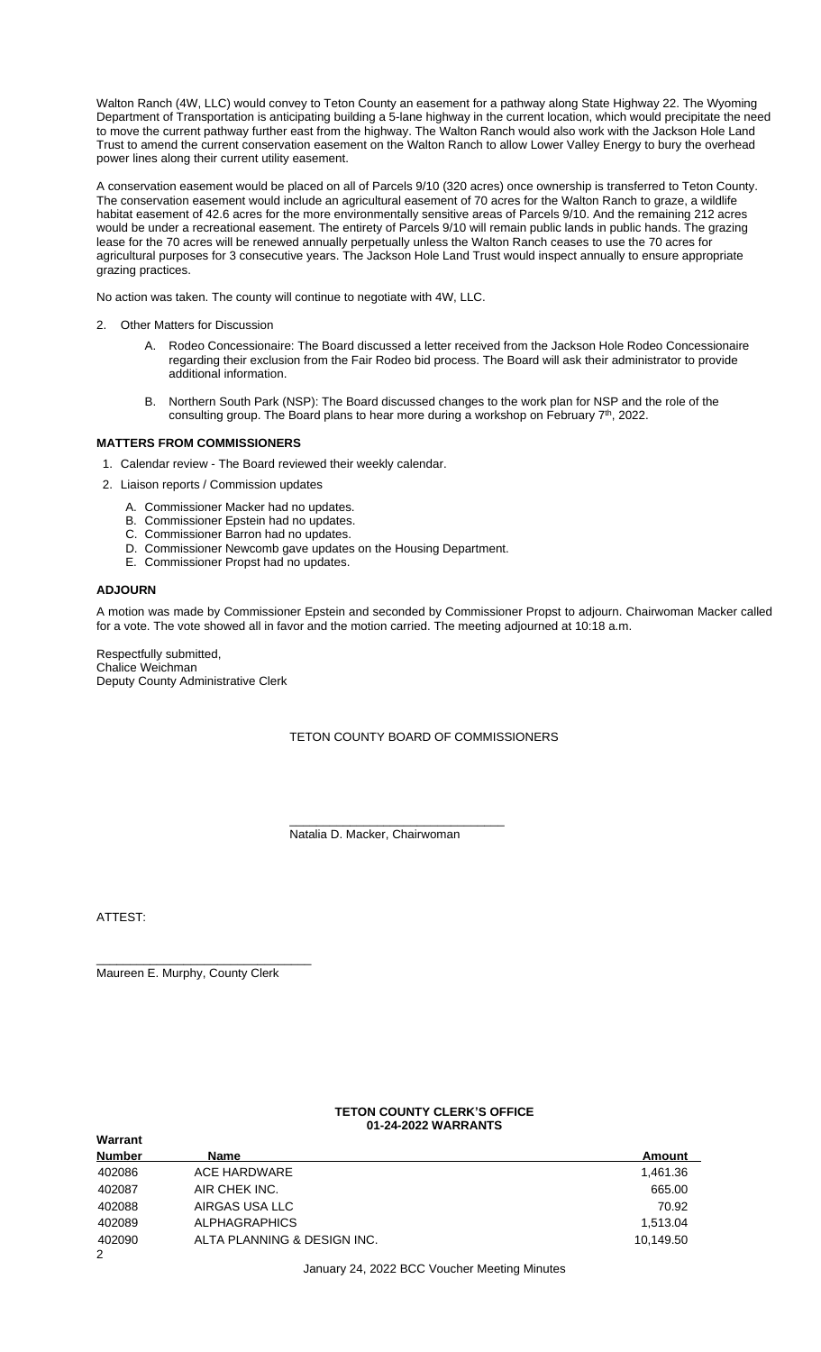Walton Ranch (4W, LLC) would convey to Teton County an easement for a pathway along State Highway 22. The Wyoming Department of Transportation is anticipating building a 5-lane highway in the current location, which would precipitate the need to move the current pathway further east from the highway. The Walton Ranch would also work with the Jackson Hole Land Trust to amend the current conservation easement on the Walton Ranch to allow Lower Valley Energy to bury the overhead power lines along their current utility easement.

A conservation easement would be placed on all of Parcels 9/10 (320 acres) once ownership is transferred to Teton County. The conservation easement would include an agricultural easement of 70 acres for the Walton Ranch to graze, a wildlife habitat easement of 42.6 acres for the more environmentally sensitive areas of Parcels 9/10. And the remaining 212 acres would be under a recreational easement. The entirety of Parcels 9/10 will remain public lands in public hands. The grazing lease for the 70 acres will be renewed annually perpetually unless the Walton Ranch ceases to use the 70 acres for agricultural purposes for 3 consecutive years. The Jackson Hole Land Trust would inspect annually to ensure appropriate grazing practices.

No action was taken. The county will continue to negotiate with 4W, LLC.

2. Other Matters for Discussion

   A. Rodeo Concessionaire: The Board discussed a letter received from the Jackson Hole Rodeo Concessionaire regarding their exclusion from the Fair Rodeo bid process. The Board will ask their administrator to provide additional information.

   B. Northern South Park (NSP): The Board discussed changes to the work plan for NSP and the role of the consulting group. The Board plans to hear more during a workshop on February 7th, 2022.

**MATTERS FROM COMMISSIONERS**

1. Calendar review - The Board reviewed their weekly calendar.
2. Liaison reports / Commission updates

   A. Commissioner Macker had no updates.
   B. Commissioner Epstein had no updates.
   C. Commissioner Barron had no updates.
   D. Commissioner Newcomb gave updates on the Housing Department.
   E. Commissioner Propst had no updates.

**ADJOURN**

A motion was made by Commissioner Epstein and seconded by Commissioner Propst to adjourn. Chairwoman Macker called for a vote. The vote showed all in favor and the motion carried. The meeting adjourned at 10:18 a.m.

Respectfully submitted,
Chalice Weichman
Deputy County Administrative Clerk

TETON COUNTY BOARD OF COMMISSIONERS

\_\_\_\_\_\_\_\_\_\_\_\_\_\_\_\_\_\_\_\_\_\_\_\_\_\_\_\_\_\_\_\_
Natalia D. Macker, Chairwoman

ATTEST:

\_\_\_\_\_\_\_\_\_\_\_\_\_\_\_\_\_\_\_\_\_\_\_\_\_\_\_\_\_\_\_\_
Maureen E. Murphy, County Clerk

**TETON COUNTY CLERK'S OFFICE**
**01-24-2022 WARRANTS**

| Warrant Number | Name | Amount |
|---|---|---|
| 402086 | ACE HARDWARE | 1,461.36 |
| 402087 | AIR CHEK INC. | 665.00 |
| 402088 | AIRGAS USA LLC | 70.92 |
| 402089 | ALPHAGRAPHICS | 1,513.04 |
| 402090 | ALTA PLANNING & DESIGN INC. | 10,149.50 |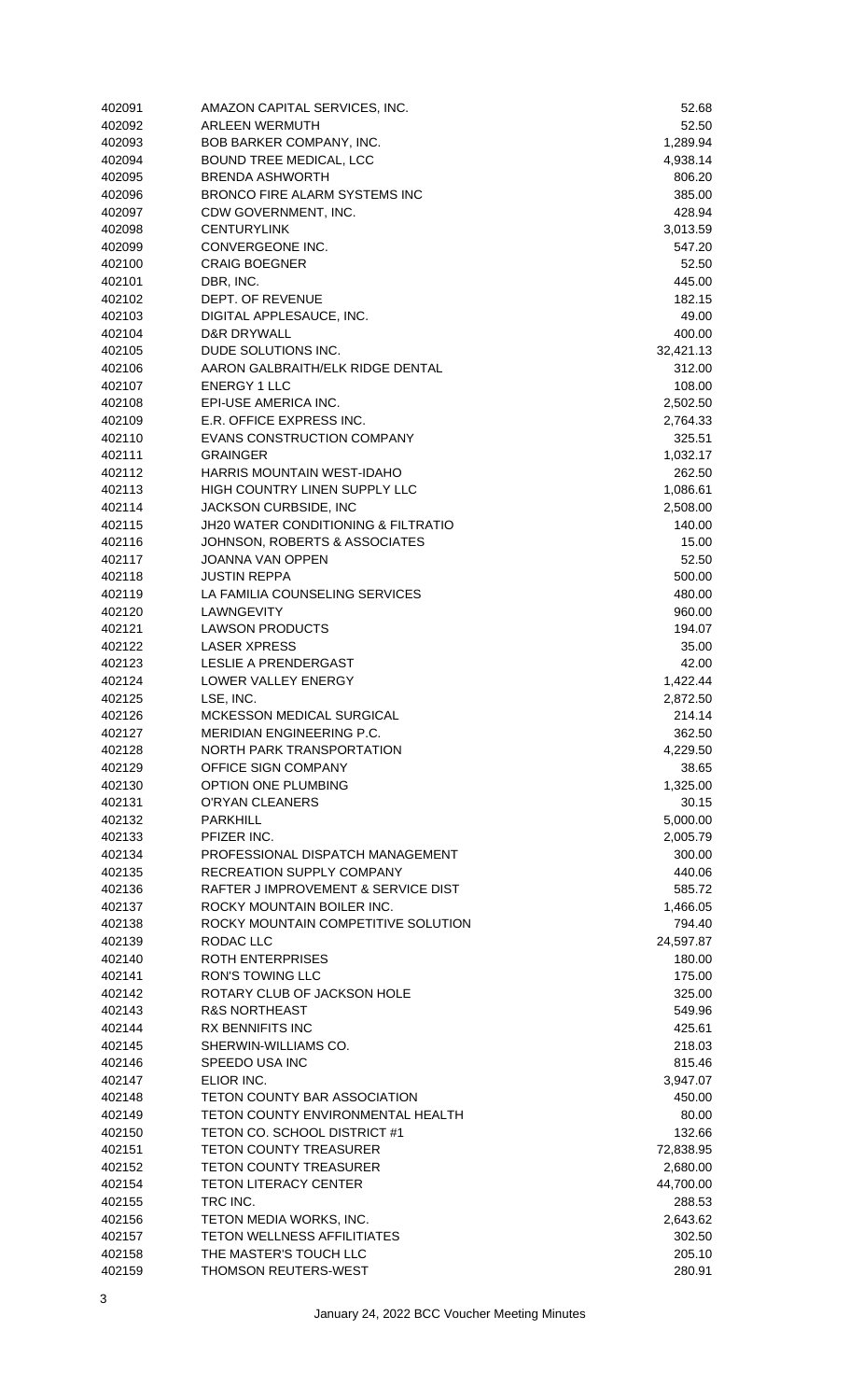| | | |
|---|---|---|
| 402091 | AMAZON CAPITAL SERVICES, INC. | 52.68 |
| 402092 | ARLEEN WERMUTH | 52.50 |
| 402093 | BOB BARKER COMPANY, INC. | 1,289.94 |
| 402094 | BOUND TREE MEDICAL, LCC | 4,938.14 |
| 402095 | BRENDA ASHWORTH | 806.20 |
| 402096 | BRONCO FIRE ALARM SYSTEMS INC | 385.00 |
| 402097 | CDW GOVERNMENT, INC. | 428.94 |
| 402098 | CENTURYLINK | 3,013.59 |
| 402099 | CONVERGEONE INC. | 547.20 |
| 402100 | CRAIG BOEGNER | 52.50 |
| 402101 | DBR, INC. | 445.00 |
| 402102 | DEPT. OF REVENUE | 182.15 |
| 402103 | DIGITAL APPLESAUCE, INC. | 49.00 |
| 402104 | D&R DRYWALL | 400.00 |
| 402105 | DUDE SOLUTIONS INC. | 32,421.13 |
| 402106 | AARON GALBRAITH/ELK RIDGE DENTAL | 312.00 |
| 402107 | ENERGY 1 LLC | 108.00 |
| 402108 | EPI-USE AMERICA INC. | 2,502.50 |
| 402109 | E.R. OFFICE EXPRESS INC. | 2,764.33 |
| 402110 | EVANS CONSTRUCTION COMPANY | 325.51 |
| 402111 | GRAINGER | 1,032.17 |
| 402112 | HARRIS MOUNTAIN WEST-IDAHO | 262.50 |
| 402113 | HIGH COUNTRY LINEN SUPPLY LLC | 1,086.61 |
| 402114 | JACKSON CURBSIDE, INC | 2,508.00 |
| 402115 | JH20 WATER CONDITIONING & FILTRATIO | 140.00 |
| 402116 | JOHNSON, ROBERTS & ASSOCIATES | 15.00 |
| 402117 | JOANNA VAN OPPEN | 52.50 |
| 402118 | JUSTIN REPPA | 500.00 |
| 402119 | LA FAMILIA COUNSELING SERVICES | 480.00 |
| 402120 | LAWNGEVITY | 960.00 |
| 402121 | LAWSON PRODUCTS | 194.07 |
| 402122 | LASER XPRESS | 35.00 |
| 402123 | LESLIE A PRENDERGAST | 42.00 |
| 402124 | LOWER VALLEY ENERGY | 1,422.44 |
| 402125 | LSE, INC. | 2,872.50 |
| 402126 | MCKESSON MEDICAL SURGICAL | 214.14 |
| 402127 | MERIDIAN ENGINEERING P.C. | 362.50 |
| 402128 | NORTH PARK TRANSPORTATION | 4,229.50 |
| 402129 | OFFICE SIGN COMPANY | 38.65 |
| 402130 | OPTION ONE PLUMBING | 1,325.00 |
| 402131 | O'RYAN CLEANERS | 30.15 |
| 402132 | PARKHILL | 5,000.00 |
| 402133 | PFIZER INC. | 2,005.79 |
| 402134 | PROFESSIONAL DISPATCH MANAGEMENT | 300.00 |
| 402135 | RECREATION SUPPLY COMPANY | 440.06 |
| 402136 | RAFTER J IMPROVEMENT & SERVICE DIST | 585.72 |
| 402137 | ROCKY MOUNTAIN BOILER INC. | 1,466.05 |
| 402138 | ROCKY MOUNTAIN COMPETITIVE SOLUTION | 794.40 |
| 402139 | RODAC LLC | 24,597.87 |
| 402140 | ROTH ENTERPRISES | 180.00 |
| 402141 | RON'S TOWING LLC | 175.00 |
| 402142 | ROTARY CLUB OF JACKSON HOLE | 325.00 |
| 402143 | R&S NORTHEAST | 549.96 |
| 402144 | RX BENNIFITS INC | 425.61 |
| 402145 | SHERWIN-WILLIAMS CO. | 218.03 |
| 402146 | SPEEDO USA INC | 815.46 |
| 402147 | ELIOR INC. | 3,947.07 |
| 402148 | TETON COUNTY BAR ASSOCIATION | 450.00 |
| 402149 | TETON COUNTY ENVIRONMENTAL HEALTH | 80.00 |
| 402150 | TETON CO. SCHOOL DISTRICT #1 | 132.66 |
| 402151 | TETON COUNTY TREASURER | 72,838.95 |
| 402152 | TETON COUNTY TREASURER | 2,680.00 |
| 402154 | TETON LITERACY CENTER | 44,700.00 |
| 402155 | TRC INC. | 288.53 |
| 402156 | TETON MEDIA WORKS, INC. | 2,643.62 |
| 402157 | TETON WELLNESS AFFILIATES | 302.50 |
| 402158 | THE MASTER'S TOUCH LLC | 205.10 |
| 402159 | THOMSON REUTERS-WEST | 280.91 |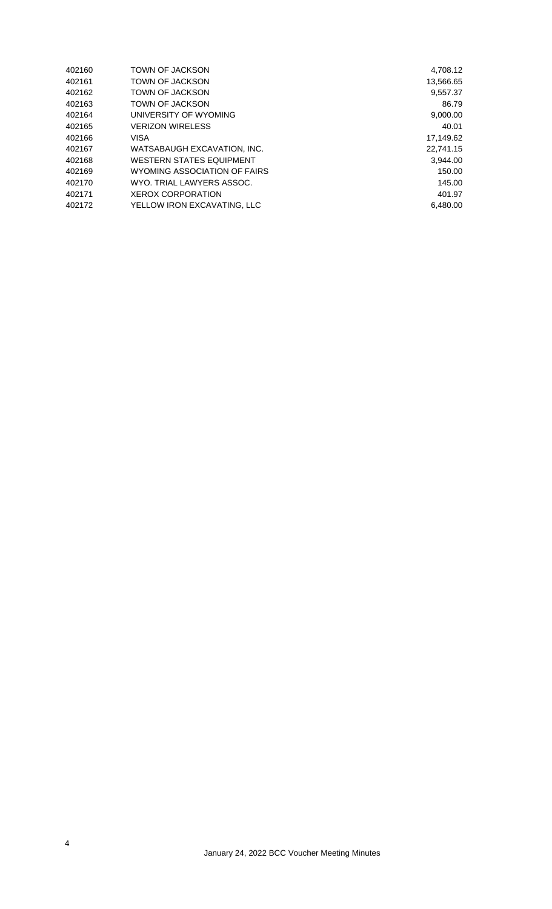| | | |
|---|---|---|
| 402160 | TOWN OF JACKSON | 4,708.12 |
| 402161 | TOWN OF JACKSON | 13,566.65 |
| 402162 | TOWN OF JACKSON | 9,557.37 |
| 402163 | TOWN OF JACKSON | 86.79 |
| 402164 | UNIVERSITY OF WYOMING | 9,000.00 |
| 402165 | VERIZON WIRELESS | 40.01 |
| 402166 | VISA | 17,149.62 |
| 402167 | WATSABAUGH EXCAVATION, INC. | 22,741.15 |
| 402168 | WESTERN STATES EQUIPMENT | 3,944.00 |
| 402169 | WYOMING ASSOCIATION OF FAIRS | 150.00 |
| 402170 | WYO. TRIAL LAWYERS ASSOC. | 145.00 |
| 402171 | XEROX CORPORATION | 401.97 |
| 402172 | YELLOW IRON EXCAVATING, LLC | 6,480.00 |